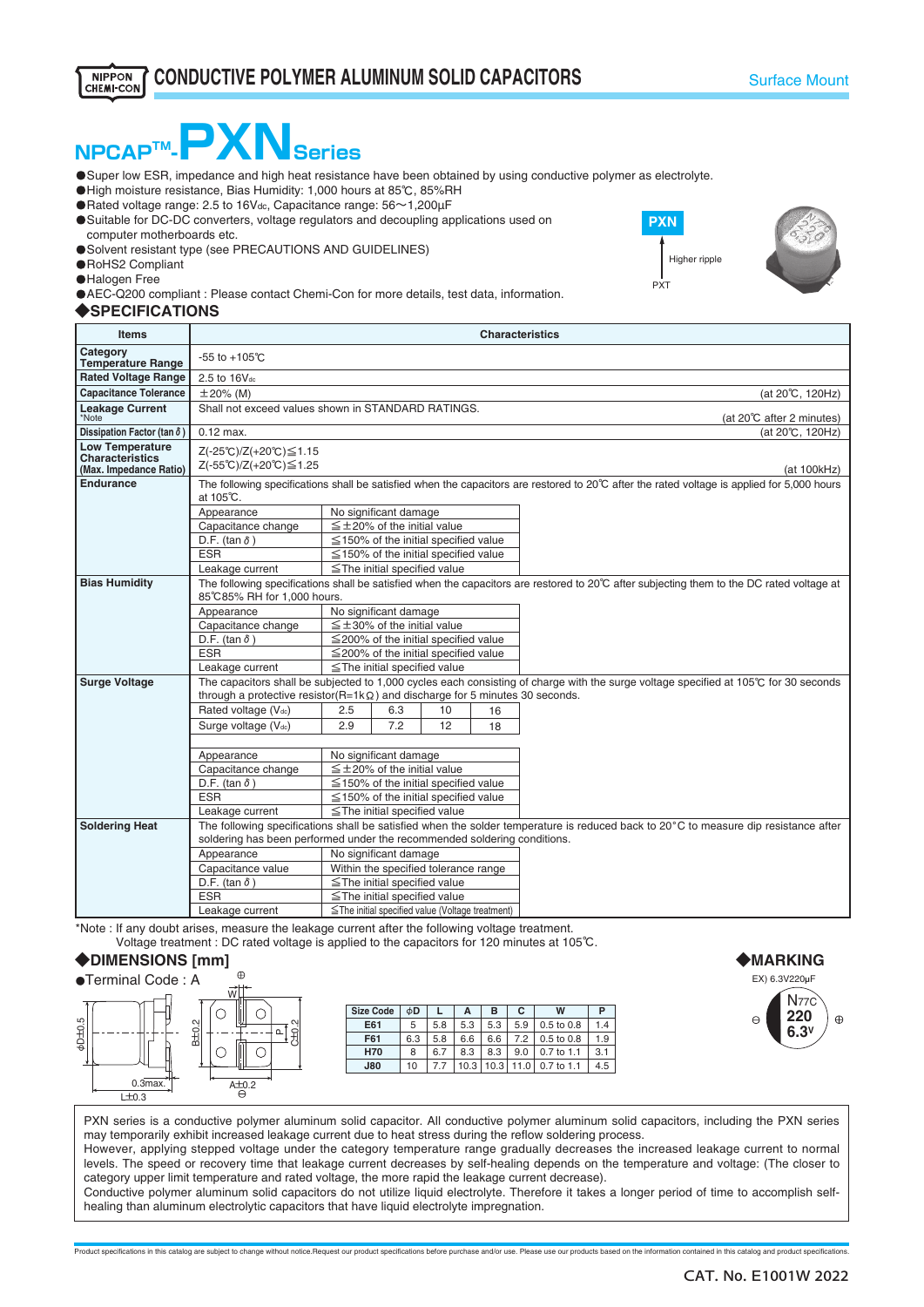# CONDUCTIVE POLYMER ALUMINUM SOLID CAPACITORS

Surface Mount

# NPCAP™-PXN Series

- Super low ESR, impedance and high heat resistance have been obtained by using conductive polymer as electrolyte.
- High moisture resistance, Bias Humidity: 1,000 hours at 85℃, 85%RH
- Rated voltage range: 2.5 to 16Vdc, Capacitance range: 56〜1,200μF
- Suitable for DC-DC converters, voltage regulators and decoupling applications on computer motherboards etc.
- Solvent resistant type (see PRECAUTIONS AND GUIDELINES)
- RoHS2 Compliant
- Halogen Free
- AEC-Q200 compliant : Please contact Chemi-Con for more details, test data, information.

PXN ← Higher ripple — PXT

## ◆SPECIFICATIONS

| Items | Characteristics |
|---|---|
| Category Temperature Range | -55 to +105℃ |
| Rated Voltage Range | 2.5 to 16Vdc |
| Capacitance Tolerance | ±20% (M) (at 20℃, 120Hz) |
| Leakage Current *Note | Shall not exceed values shown in STANDARD RATINGS. (at 20℃ after 2 minutes) |
| Dissipation Factor (tan δ) | 0.12 max. (at 20℃, 120Hz) |
| Low Temperature Characteristics (Max. Impedance Ratio) | Z(-25℃)/Z(+20℃)≦1.15<br>Z(-55℃)/Z(+20℃)≦1.25 (at 100kHz) |
| Endurance | The following specifications shall be satisfied when the capacitors are restored to 20℃ after the rated voltage is applied for 5,000 hours at 105℃.<br>Appearance: No significant damage<br>Capacitance change: ≦±20% of the initial value<br>D.F. (tan δ): ≦150% of the initial specified value<br>ESR: ≦150% of the initial specified value<br>Leakage current: ≦The initial specified value |
| Bias Humidity | The following specifications shall be satisfied when the capacitors are restored to 20℃ after subjecting them to the DC rated voltage at 85℃85% RH for 1,000 hours.<br>Appearance: No significant damage<br>Capacitance change: ≦±30% of the initial value<br>D.F. (tan δ): ≦200% of the initial specified value<br>ESR: ≦200% of the initial specified value<br>Leakage current: ≦The initial specified value |
| Surge Voltage | The capacitors shall be subjected to 1,000 cycles each consisting of charge with the surge voltage specified at 105℃ for 30 seconds through a protective resistor(R=1kΩ) and discharge for 5 minutes 30 seconds.<br>Rated voltage (Vdc): 2.5 / 6.3 / 10 / 16<br>Surge voltage (Vdc): 2.9 / 7.2 / 12 / 18<br>Appearance: No significant damage<br>Capacitance change: ≦±20% of the initial value<br>D.F. (tan δ): ≦150% of the initial specified value<br>ESR: ≦150% of the initial specified value<br>Leakage current: ≦The initial specified value |
| Soldering Heat | The following specifications shall be satisfied when the solder temperature is reduced back to 20°C to measure dip resistance after soldering has been performed under the recommended soldering conditions.<br>Appearance: No significant damage<br>Capacitance value: Within the specified tolerance range<br>D.F. (tan δ): ≦The initial specified value<br>ESR: ≦The initial specified value<br>Leakage current: ≦The initial specified value (Voltage treatment) |

*Note : If any doubt arises, measure the leakage current after the following voltage treatment.
Voltage treatment : DC rated voltage is applied to the capacitors for 120 minutes at 105℃.

## ◆DIMENSIONS [mm]

- Terminal Code : A

| Size Code | φD | L | A | B | C | W | P |
|---|---|---|---|---|---|---|---|
| E61 | 5 | 5.8 | 5.3 | 5.3 | 5.9 | 0.5 to 0.8 | 1.4 |
| F61 | 6.3 | 5.8 | 6.6 | 6.6 | 7.2 | 0.5 to 0.8 | 1.9 |
| H70 | 8 | 6.7 | 8.3 | 8.3 | 9.0 | 0.7 to 1.1 | 3.1 |
| J80 | 10 | 7.7 | 10.3 | 10.3 | 11.0 | 0.7 to 1.1 | 4.5 |

## ◆MARKING

EX) 6.3V220μF

N77C
220
6.3V

PXN series is a conductive polymer aluminum solid capacitor. All conductive polymer aluminum solid capacitors, including the PXN series may temporarily exhibit increased leakage current due to heat stress during the reflow soldering process.
However, applying stepped voltage under the category temperature range gradually decreases the increased leakage current to normal levels. The speed or recovery time that leakage current decreases by self-healing depends on the temperature and voltage: (The closer to category upper limit temperature and rated voltage, the more rapid the leakage current decrease).
Conductive polymer aluminum solid capacitors do not utilize liquid electrolyte. Therefore it takes a longer period of time to accomplish self-healing than aluminum electrolytic capacitors that have liquid electrolyte impregnation.

Product specifications in this catalog are subject to change without notice.Request our product specifications before purchase and/or use. Please use our products based on the information contained in this catalog and product specifications.

CAT. No. E1001W 2022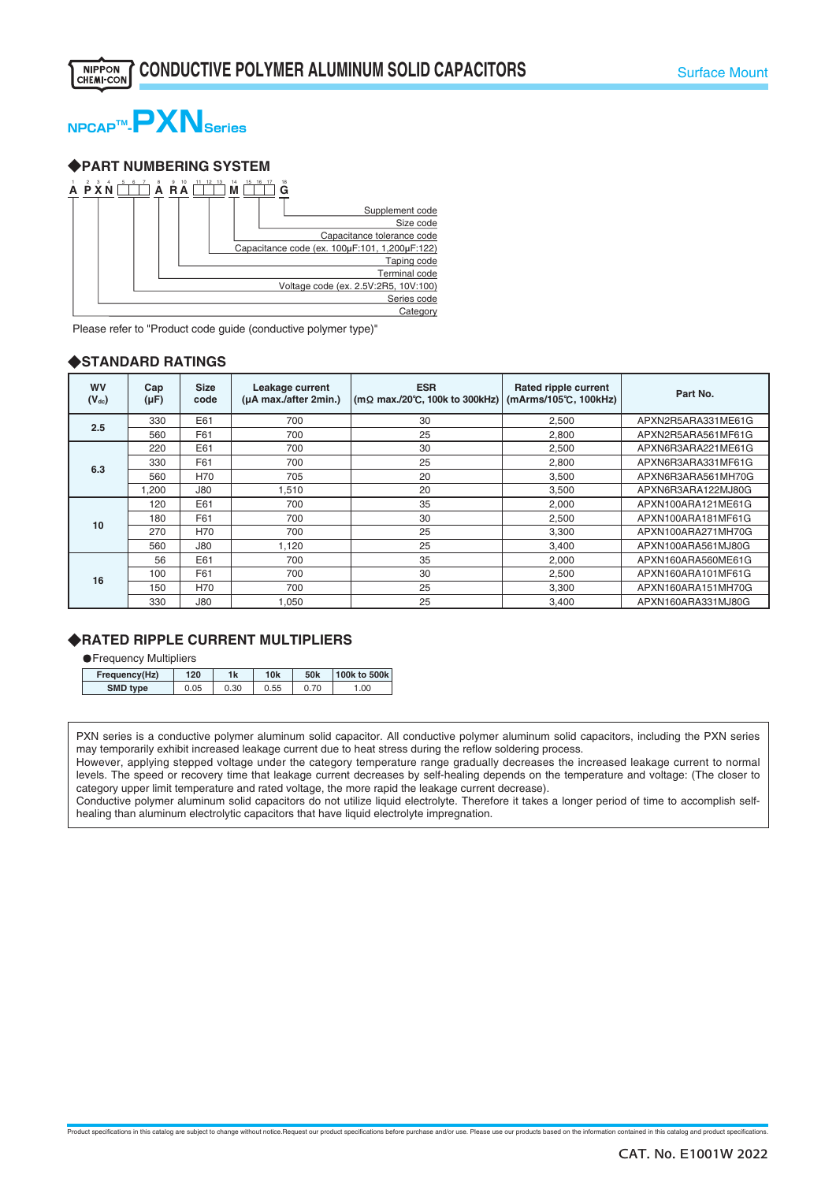# CONDUCTIVE POLYMER ALUMINUM SOLID CAPACITORS

Surface Mount

## NPCAP™-PXN Series

### ◆PART NUMBERING SYSTEM

A P X N □□□ A R A □□□ M □□□ G

- Supplement code
- Size code
- Capacitance tolerance code
- Capacitance code (ex. 100μF:101, 1,200μF:122)
- Taping code
- Terminal code
- Voltage code (ex. 2.5V:2R5, 10V:100)
- Series code
- Category

Please refer to "Product code guide (conductive polymer type)"

### ◆STANDARD RATINGS

| WV ($V_{dc}$) | Cap (μF) | Size code | Leakage current (μA max./after 2min.) | ESR (mΩ max./20℃, 100k to 300kHz) | Rated ripple current (mArms/105℃, 100kHz) | Part No. |
|---|---|---|---|---|---|---|
| 2.5 | 330 | E61 | 700 | 30 | 2,500 | APXN2R5ARA331ME61G |
| | 560 | F61 | 700 | 25 | 2,800 | APXN2R5ARA561MF61G |
| 6.3 | 220 | E61 | 700 | 30 | 2,500 | APXN6R3ARA221ME61G |
| | 330 | F61 | 700 | 25 | 2,800 | APXN6R3ARA331MF61G |
| | 560 | H70 | 705 | 20 | 3,500 | APXN6R3ARA561MH70G |
| | 1,200 | J80 | 1,510 | 20 | 3,500 | APXN6R3ARA122MJ80G |
| 10 | 120 | E61 | 700 | 35 | 2,000 | APXN100ARA121ME61G |
| | 180 | F61 | 700 | 30 | 2,500 | APXN100ARA181MF61G |
| | 270 | H70 | 700 | 25 | 3,300 | APXN100ARA271MH70G |
| | 560 | J80 | 1,120 | 25 | 3,400 | APXN100ARA561MJ80G |
| 16 | 56 | E61 | 700 | 35 | 2,000 | APXN160ARA560ME61G |
| | 100 | F61 | 700 | 30 | 2,500 | APXN160ARA101MF61G |
| | 150 | H70 | 700 | 25 | 3,300 | APXN160ARA151MH70G |
| | 330 | J80 | 1,050 | 25 | 3,400 | APXN160ARA331MJ80G |

### ◆RATED RIPPLE CURRENT MULTIPLIERS

●Frequency Multipliers

| Frequency(Hz) | 120 | 1k | 10k | 50k | 100k to 500k |
|---|---|---|---|---|---|
| SMD type | 0.05 | 0.30 | 0.55 | 0.70 | 1.00 |

PXN series is a conductive polymer aluminum solid capacitor. All conductive polymer aluminum solid capacitors, including the PXN series may temporarily exhibit increased leakage current due to heat stress during the reflow soldering process.
However, applying stepped voltage under the category temperature range gradually decreases the increased leakage current to normal levels. The speed or recovery time that leakage current decreases by self-healing depends on the temperature and voltage: (The closer to category upper limit temperature and rated voltage, the more rapid the leakage current decrease).
Conductive polymer aluminum solid capacitors do not utilize liquid electrolyte. Therefore it takes a longer period of time to accomplish self-healing than aluminum electrolytic capacitors that have liquid electrolyte impregnation.

Product specifications in this catalog are subject to change without notice.Request our product specifications before purchase and/or use. Please use our products based on the information contained in this catalog and product specifications.

CAT. No. E1001W 2022